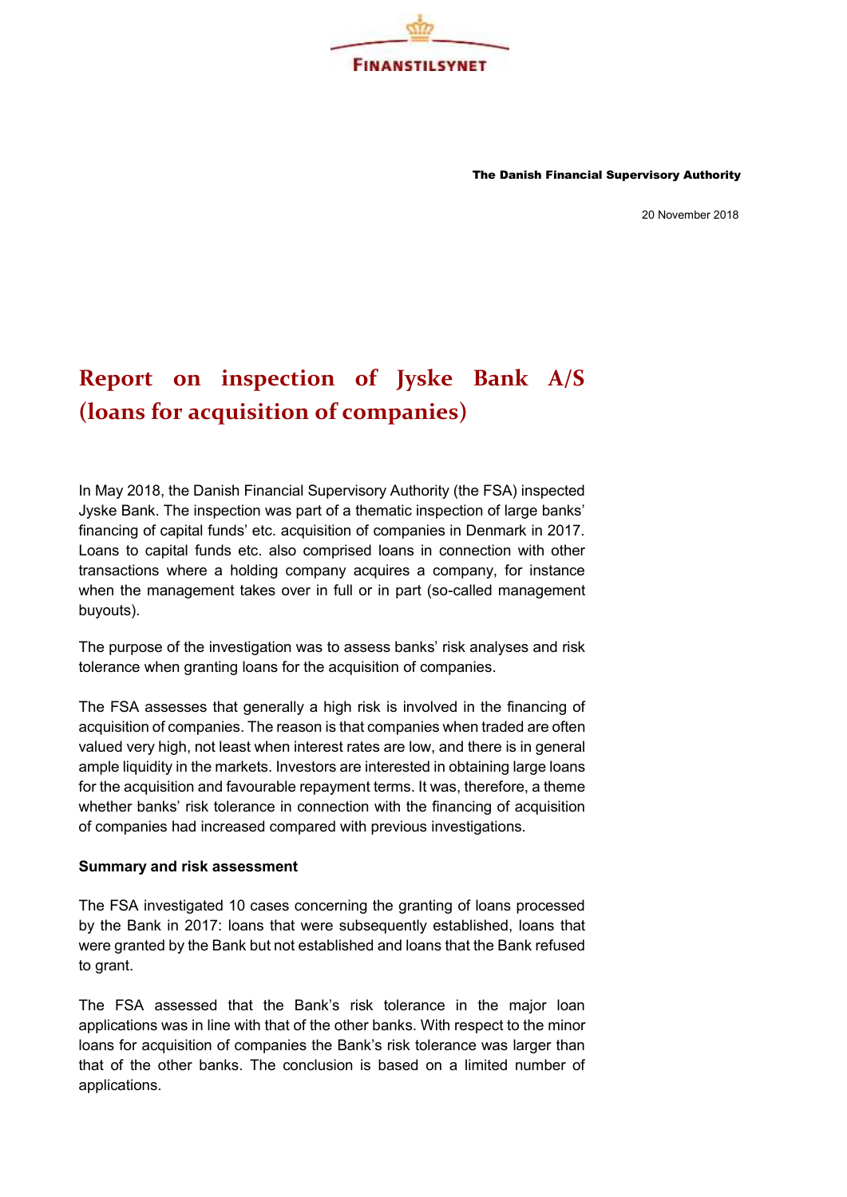FINANSTILSYNET

**The Danish Financial Supervisory Authority**

20 November 2018

# Report on inspection of Jyske Bank A/S (loans for acquisition of companies)

In May 2018, the Danish Financial Supervisory Authority (the FSA) inspected Jyske Bank. The inspection was part of a thematic inspection of large banks' financing of capital funds' etc. acquisition of companies in Denmark in 2017. Loans to capital funds etc. also comprised loans in connection with other transactions where a holding company acquires a company, for instance when the management takes over in full or in part (so-called management buyouts).

The purpose of the investigation was to assess banks' risk analyses and risk tolerance when granting loans for the acquisition of companies.

The FSA assesses that generally a high risk is involved in the financing of acquisition of companies. The reason is that companies when traded are often valued very high, not least when interest rates are low, and there is in general ample liquidity in the markets. Investors are interested in obtaining large loans for the acquisition and favourable repayment terms. It was, therefore, a theme whether banks' risk tolerance in connection with the financing of acquisition of companies had increased compared with previous investigations.

**Summary and risk assessment**

The FSA investigated 10 cases concerning the granting of loans processed by the Bank in 2017: loans that were subsequently established, loans that were granted by the Bank but not established and loans that the Bank refused to grant.

The FSA assessed that the Bank's risk tolerance in the major loan applications was in line with that of the other banks. With respect to the minor loans for acquisition of companies the Bank's risk tolerance was larger than that of the other banks. The conclusion is based on a limited number of applications.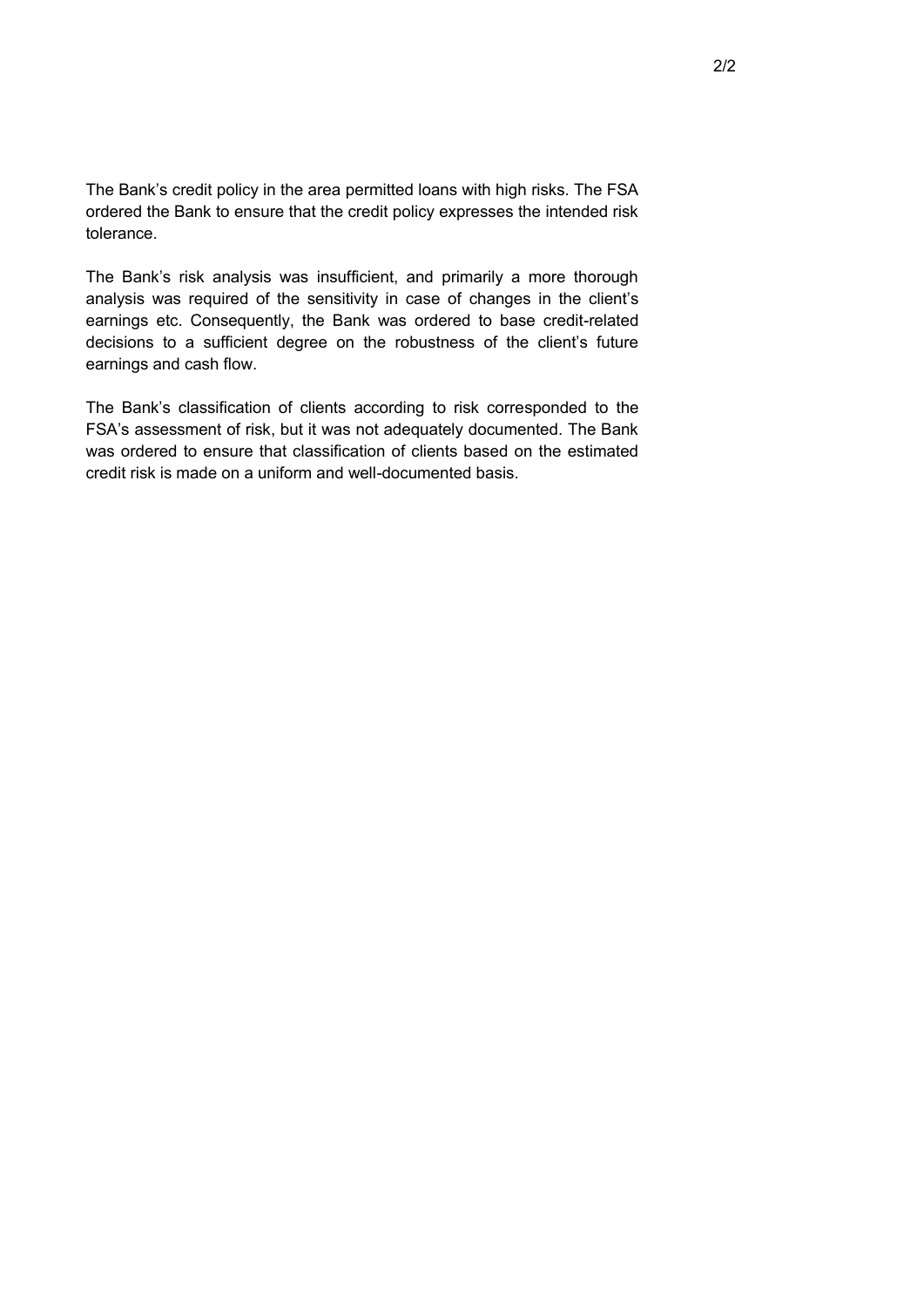The Bank's credit policy in the area permitted loans with high risks. The FSA ordered the Bank to ensure that the credit policy expresses the intended risk tolerance.

The Bank's risk analysis was insufficient, and primarily a more thorough analysis was required of the sensitivity in case of changes in the client's earnings etc. Consequently, the Bank was ordered to base credit-related decisions to a sufficient degree on the robustness of the client's future earnings and cash flow.

The Bank's classification of clients according to risk corresponded to the FSA's assessment of risk, but it was not adequately documented. The Bank was ordered to ensure that classification of clients based on the estimated credit risk is made on a uniform and well-documented basis.